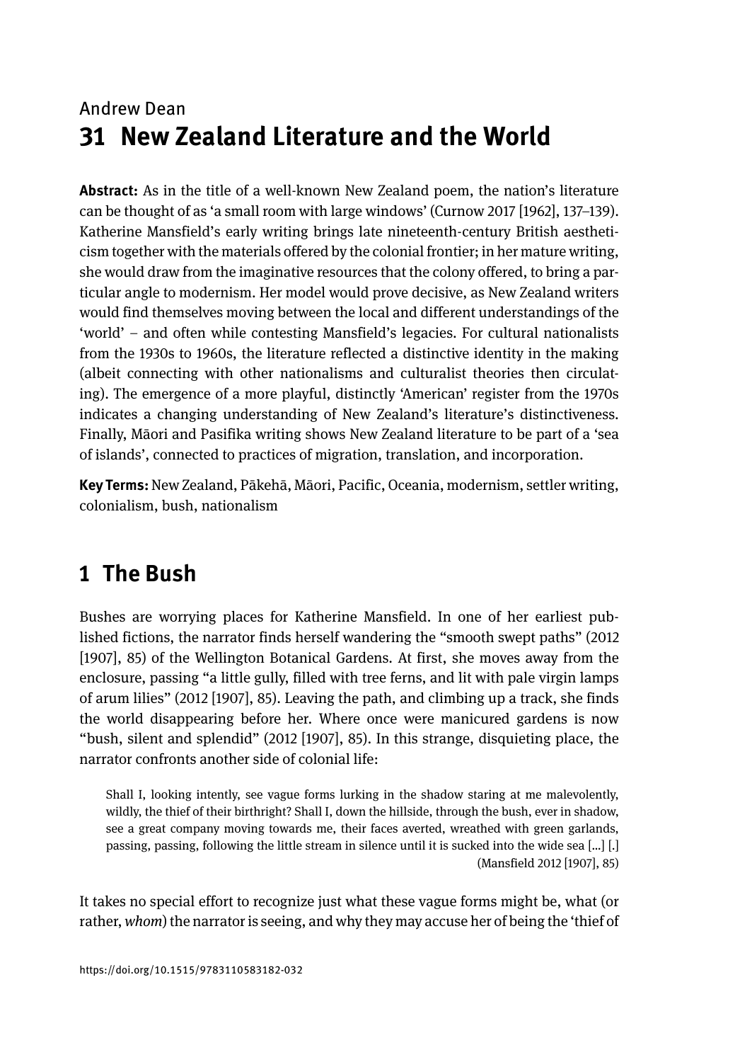Andrew Dean

# 31 New Zealand Literature and the World

**Abstract:** As in the title of a well-known New Zealand poem, the nation's literature can be thought of as 'a small room with large windows' (Curnow 2017 [1962], 137–139). Katherine Mansfield's early writing brings late nineteenth-century British aestheticism together with the materials offered by the colonial frontier; in her mature writing, she would draw from the imaginative resources that the colony offered, to bring a particular angle to modernism. Her model would prove decisive, as New Zealand writers would find themselves moving between the local and different understandings of the 'world' – and often while contesting Mansfield's legacies. For cultural nationalists from the 1930s to 1960s, the literature reflected a distinctive identity in the making (albeit connecting with other nationalisms and culturalist theories then circulating). The emergence of a more playful, distinctly 'American' register from the 1970s indicates a changing understanding of New Zealand's literature's distinctiveness. Finally, Māori and Pasifika writing shows New Zealand literature to be part of a 'sea of islands', connected to practices of migration, translation, and incorporation.

**Key Terms:** New Zealand, Pākehā, Māori, Pacific, Oceania, modernism, settler writing, colonialism, bush, nationalism

## 1 The Bush

Bushes are worrying places for Katherine Mansfield. In one of her earliest published fictions, the narrator finds herself wandering the "smooth swept paths" (2012 [1907], 85) of the Wellington Botanical Gardens. At first, she moves away from the enclosure, passing "a little gully, filled with tree ferns, and lit with pale virgin lamps of arum lilies" (2012 [1907], 85). Leaving the path, and climbing up a track, she finds the world disappearing before her. Where once were manicured gardens is now "bush, silent and splendid" (2012 [1907], 85). In this strange, disquieting place, the narrator confronts another side of colonial life:

> Shall I, looking intently, see vague forms lurking in the shadow staring at me malevolently, wildly, the thief of their birthright? Shall I, down the hillside, through the bush, ever in shadow, see a great company moving towards me, their faces averted, wreathed with green garlands, passing, passing, following the little stream in silence until it is sucked into the wide sea [...] [.]
> (Mansfield 2012 [1907], 85)

It takes no special effort to recognize just what these vague forms might be, what (or rather, *whom*) the narrator is seeing, and why they may accuse her of being the 'thief of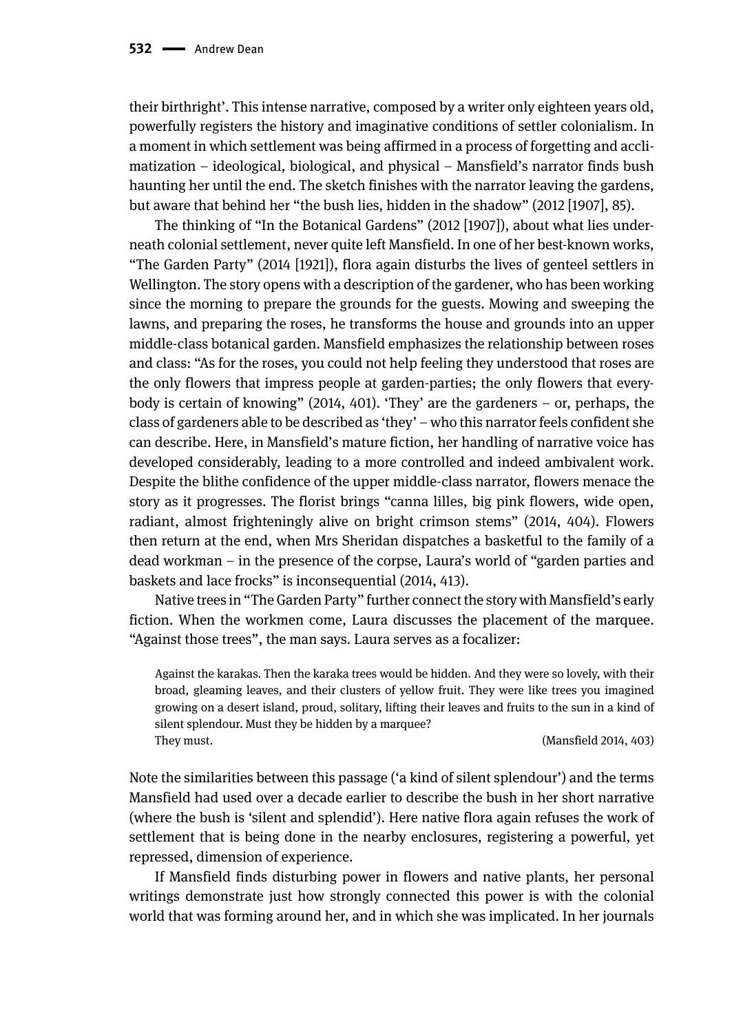their birthright'. This intense narrative, composed by a writer only eighteen years old, powerfully registers the history and imaginative conditions of settler colonialism. In a moment in which settlement was being affirmed in a process of forgetting and acclimatization – ideological, biological, and physical – Mansfield's narrator finds bush haunting her until the end. The sketch finishes with the narrator leaving the gardens, but aware that behind her "the bush lies, hidden in the shadow" (2012 [1907], 85).

The thinking of "In the Botanical Gardens" (2012 [1907]), about what lies underneath colonial settlement, never quite left Mansfield. In one of her best-known works, "The Garden Party" (2014 [1921]), flora again disturbs the lives of genteel settlers in Wellington. The story opens with a description of the gardener, who has been working since the morning to prepare the grounds for the guests. Mowing and sweeping the lawns, and preparing the roses, he transforms the house and grounds into an upper middle-class botanical garden. Mansfield emphasizes the relationship between roses and class: "As for the roses, you could not help feeling they understood that roses are the only flowers that impress people at garden-parties; the only flowers that everybody is certain of knowing" (2014, 401). 'They' are the gardeners – or, perhaps, the class of gardeners able to be described as 'they' – who this narrator feels confident she can describe. Here, in Mansfield's mature fiction, her handling of narrative voice has developed considerably, leading to a more controlled and indeed ambivalent work. Despite the blithe confidence of the upper middle-class narrator, flowers menace the story as it progresses. The florist brings "canna lilles, big pink flowers, wide open, radiant, almost frighteningly alive on bright crimson stems" (2014, 404). Flowers then return at the end, when Mrs Sheridan dispatches a basketful to the family of a dead workman – in the presence of the corpse, Laura's world of "garden parties and baskets and lace frocks" is inconsequential (2014, 413).

Native trees in "The Garden Party" further connect the story with Mansfield's early fiction. When the workmen come, Laura discusses the placement of the marquee. "Against those trees", the man says. Laura serves as a focalizer:

> Against the karakas. Then the karaka trees would be hidden. And they were so lovely, with their broad, gleaming leaves, and their clusters of yellow fruit. They were like trees you imagined growing on a desert island, proud, solitary, lifting their leaves and fruits to the sun in a kind of silent splendour. Must they be hidden by a marquee?
> They must. (Mansfield 2014, 403)

Note the similarities between this passage ('a kind of silent splendour') and the terms Mansfield had used over a decade earlier to describe the bush in her short narrative (where the bush is 'silent and splendid'). Here native flora again refuses the work of settlement that is being done in the nearby enclosures, registering a powerful, yet repressed, dimension of experience.

If Mansfield finds disturbing power in flowers and native plants, her personal writings demonstrate just how strongly connected this power is with the colonial world that was forming around her, and in which she was implicated. In her journals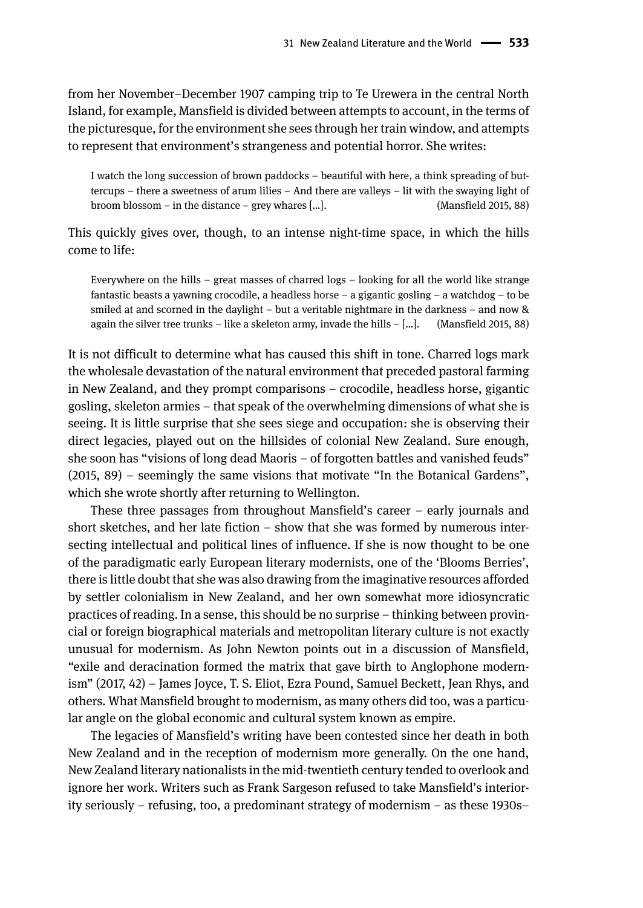from her November–December 1907 camping trip to Te Urewera in the central North Island, for example, Mansfield is divided between attempts to account, in the terms of the picturesque, for the environment she sees through her train window, and attempts to represent that environment's strangeness and potential horror. She writes:

> I watch the long succession of brown paddocks – beautiful with here, a think spreading of buttercups – there a sweetness of arum lilies – And there are valleys – lit with the swaying light of broom blossom – in the distance – grey whares [...]. (Mansfield 2015, 88)

This quickly gives over, though, to an intense night-time space, in which the hills come to life:

> Everywhere on the hills – great masses of charred logs – looking for all the world like strange fantastic beasts a yawning crocodile, a headless horse – a gigantic gosling – a watchdog – to be smiled at and scorned in the daylight – but a veritable nightmare in the darkness – and now & again the silver tree trunks – like a skeleton army, invade the hills – [...]. (Mansfield 2015, 88)

It is not difficult to determine what has caused this shift in tone. Charred logs mark the wholesale devastation of the natural environment that preceded pastoral farming in New Zealand, and they prompt comparisons – crocodile, headless horse, gigantic gosling, skeleton armies – that speak of the overwhelming dimensions of what she is seeing. It is little surprise that she sees siege and occupation: she is observing their direct legacies, played out on the hillsides of colonial New Zealand. Sure enough, she soon has "visions of long dead Maoris – of forgotten battles and vanished feuds" (2015, 89) – seemingly the same visions that motivate "In the Botanical Gardens", which she wrote shortly after returning to Wellington.

These three passages from throughout Mansfield's career – early journals and short sketches, and her late fiction – show that she was formed by numerous intersecting intellectual and political lines of influence. If she is now thought to be one of the paradigmatic early European literary modernists, one of the 'Blooms Berries', there is little doubt that she was also drawing from the imaginative resources afforded by settler colonialism in New Zealand, and her own somewhat more idiosyncratic practices of reading. In a sense, this should be no surprise – thinking between provincial or foreign biographical materials and metropolitan literary culture is not exactly unusual for modernism. As John Newton points out in a discussion of Mansfield, "exile and deracination formed the matrix that gave birth to Anglophone modernism" (2017, 42) – James Joyce, T. S. Eliot, Ezra Pound, Samuel Beckett, Jean Rhys, and others. What Mansfield brought to modernism, as many others did too, was a particular angle on the global economic and cultural system known as empire.

The legacies of Mansfield's writing have been contested since her death in both New Zealand and in the reception of modernism more generally. On the one hand, New Zealand literary nationalists in the mid-twentieth century tended to overlook and ignore her work. Writers such as Frank Sargeson refused to take Mansfield's interiority seriously – refusing, too, a predominant strategy of modernism – as these 1930s–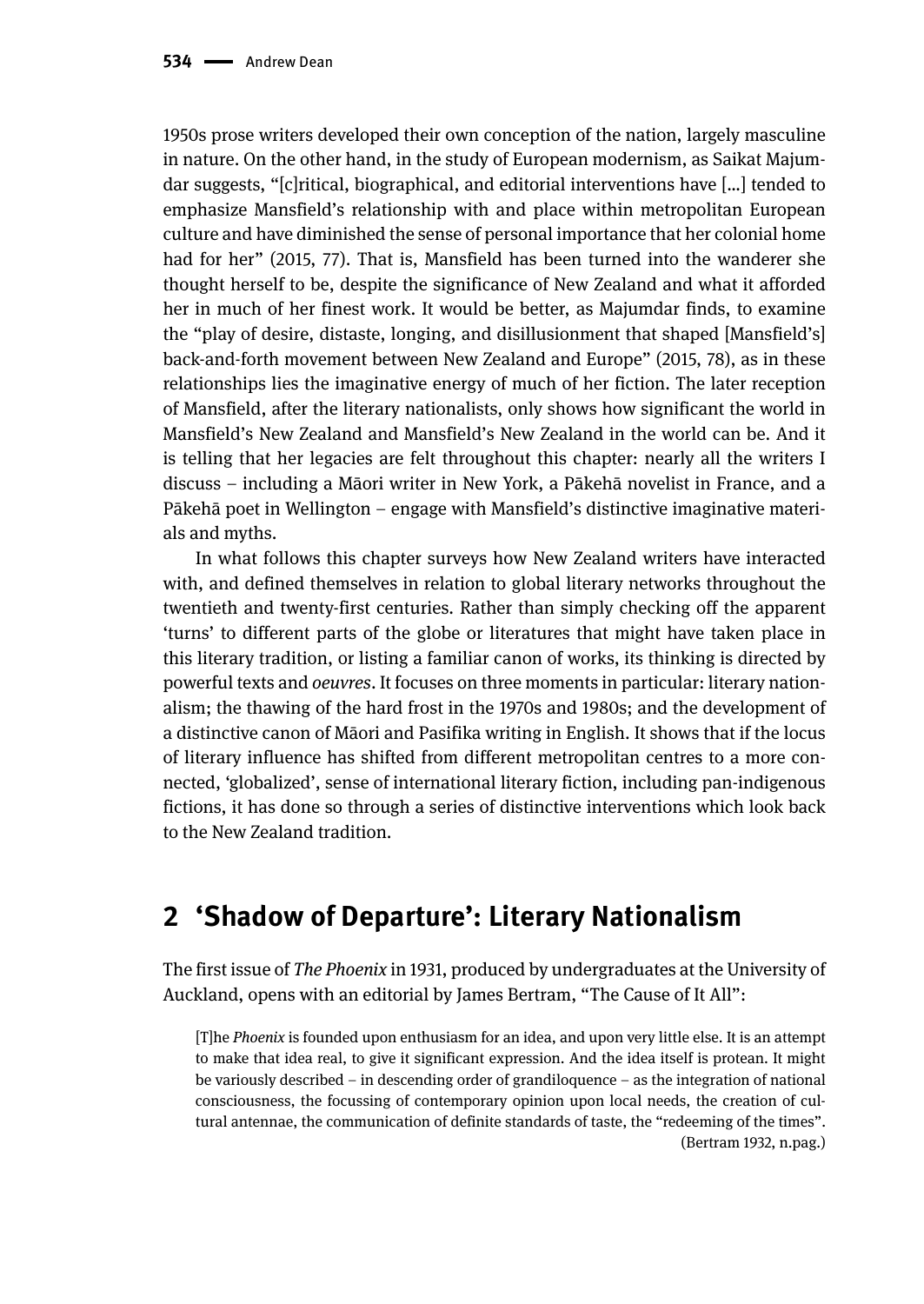1950s prose writers developed their own conception of the nation, largely masculine in nature. On the other hand, in the study of European modernism, as Saikat Majumdar suggests, "[c]ritical, biographical, and editorial interventions have [...] tended to emphasize Mansfield's relationship with and place within metropolitan European culture and have diminished the sense of personal importance that her colonial home had for her" (2015, 77). That is, Mansfield has been turned into the wanderer she thought herself to be, despite the significance of New Zealand and what it afforded her in much of her finest work. It would be better, as Majumdar finds, to examine the "play of desire, distaste, longing, and disillusionment that shaped [Mansfield's] back-and-forth movement between New Zealand and Europe" (2015, 78), as in these relationships lies the imaginative energy of much of her fiction. The later reception of Mansfield, after the literary nationalists, only shows how significant the world in Mansfield's New Zealand and Mansfield's New Zealand in the world can be. And it is telling that her legacies are felt throughout this chapter: nearly all the writers I discuss – including a Māori writer in New York, a Pākehā novelist in France, and a Pākehā poet in Wellington – engage with Mansfield's distinctive imaginative materials and myths.

In what follows this chapter surveys how New Zealand writers have interacted with, and defined themselves in relation to global literary networks throughout the twentieth and twenty-first centuries. Rather than simply checking off the apparent 'turns' to different parts of the globe or literatures that might have taken place in this literary tradition, or listing a familiar canon of works, its thinking is directed by powerful texts and *oeuvres*. It focuses on three moments in particular: literary nationalism; the thawing of the hard frost in the 1970s and 1980s; and the development of a distinctive canon of Māori and Pasifika writing in English. It shows that if the locus of literary influence has shifted from different metropolitan centres to a more connected, 'globalized', sense of international literary fiction, including pan-indigenous fictions, it has done so through a series of distinctive interventions which look back to the New Zealand tradition.

## 2 'Shadow of Departure': Literary Nationalism

The first issue of *The Phoenix* in 1931, produced by undergraduates at the University of Auckland, opens with an editorial by James Bertram, "The Cause of It All":

> [T]he *Phoenix* is founded upon enthusiasm for an idea, and upon very little else. It is an attempt to make that idea real, to give it significant expression. And the idea itself is protean. It might be variously described – in descending order of grandiloquence – as the integration of national consciousness, the focussing of contemporary opinion upon local needs, the creation of cultural antennae, the communication of definite standards of taste, the "redeeming of the times". (Bertram 1932, n.pag.)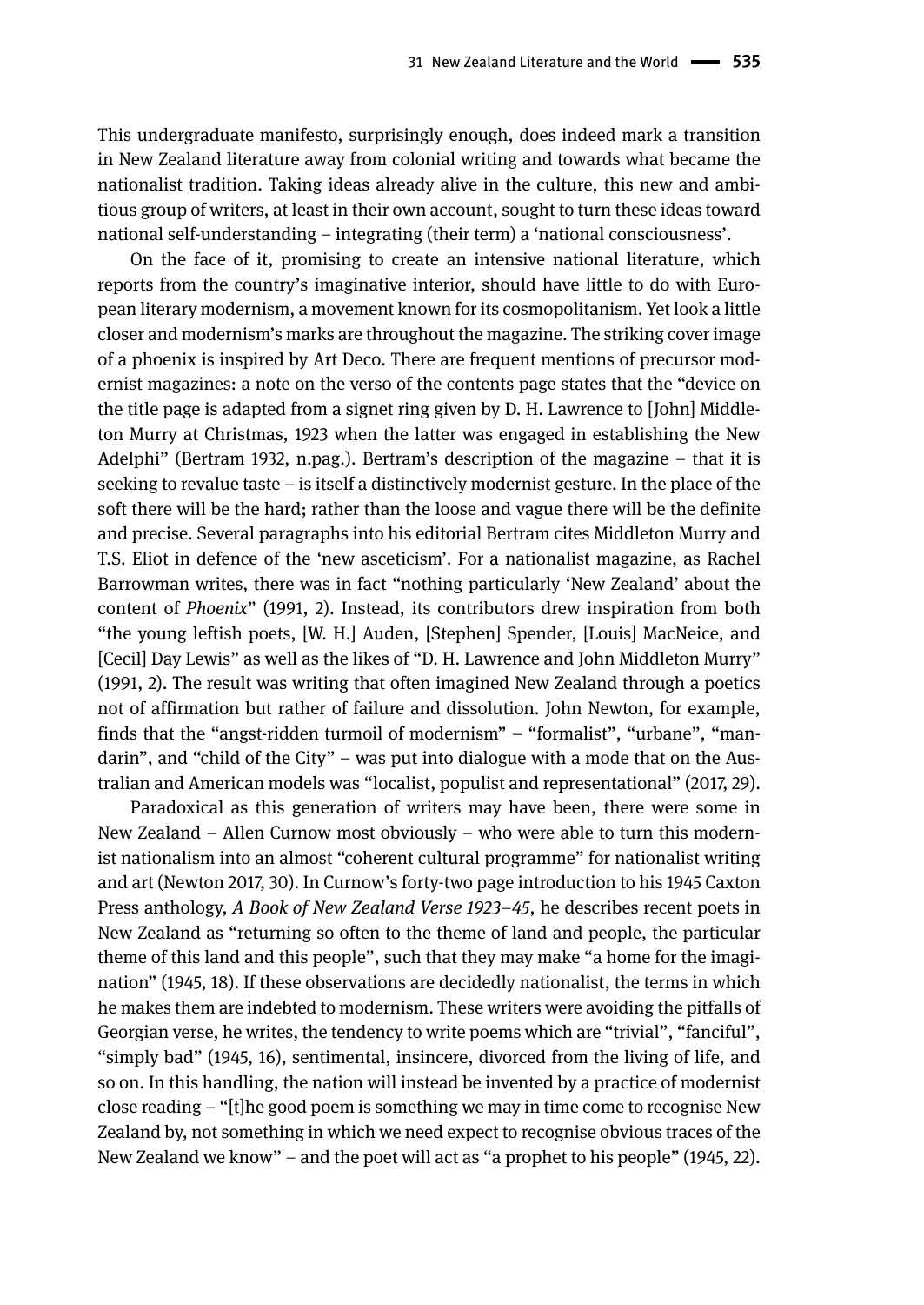This undergraduate manifesto, surprisingly enough, does indeed mark a transition in New Zealand literature away from colonial writing and towards what became the nationalist tradition. Taking ideas already alive in the culture, this new and ambitious group of writers, at least in their own account, sought to turn these ideas toward national self-understanding – integrating (their term) a 'national consciousness'.

On the face of it, promising to create an intensive national literature, which reports from the country's imaginative interior, should have little to do with European literary modernism, a movement known for its cosmopolitanism. Yet look a little closer and modernism's marks are throughout the magazine. The striking cover image of a phoenix is inspired by Art Deco. There are frequent mentions of precursor modernist magazines: a note on the verso of the contents page states that the "device on the title page is adapted from a signet ring given by D. H. Lawrence to [John] Middleton Murry at Christmas, 1923 when the latter was engaged in establishing the New Adelphi" (Bertram 1932, n.pag.). Bertram's description of the magazine – that it is seeking to revalue taste – is itself a distinctively modernist gesture. In the place of the soft there will be the hard; rather than the loose and vague there will be the definite and precise. Several paragraphs into his editorial Bertram cites Middleton Murry and T.S. Eliot in defence of the 'new asceticism'. For a nationalist magazine, as Rachel Barrowman writes, there was in fact "nothing particularly 'New Zealand' about the content of *Phoenix*" (1991, 2). Instead, its contributors drew inspiration from both "the young leftish poets, [W. H.] Auden, [Stephen] Spender, [Louis] MacNeice, and [Cecil] Day Lewis" as well as the likes of "D. H. Lawrence and John Middleton Murry" (1991, 2). The result was writing that often imagined New Zealand through a poetics not of affirmation but rather of failure and dissolution. John Newton, for example, finds that the "angst-ridden turmoil of modernism" – "formalist", "urbane", "mandarin", and "child of the City" – was put into dialogue with a mode that on the Australian and American models was "localist, populist and representational" (2017, 29).

Paradoxical as this generation of writers may have been, there were some in New Zealand – Allen Curnow most obviously – who were able to turn this modernist nationalism into an almost "coherent cultural programme" for nationalist writing and art (Newton 2017, 30). In Curnow's forty-two page introduction to his 1945 Caxton Press anthology, *A Book of New Zealand Verse 1923–45*, he describes recent poets in New Zealand as "returning so often to the theme of land and people, the particular theme of this land and this people", such that they may make "a home for the imagination" (1945, 18). If these observations are decidedly nationalist, the terms in which he makes them are indebted to modernism. These writers were avoiding the pitfalls of Georgian verse, he writes, the tendency to write poems which are "trivial", "fanciful", "simply bad" (1945, 16), sentimental, insincere, divorced from the living of life, and so on. In this handling, the nation will instead be invented by a practice of modernist close reading – "[t]he good poem is something we may in time come to recognise New Zealand by, not something in which we need expect to recognise obvious traces of the New Zealand we know" – and the poet will act as "a prophet to his people" (1945, 22).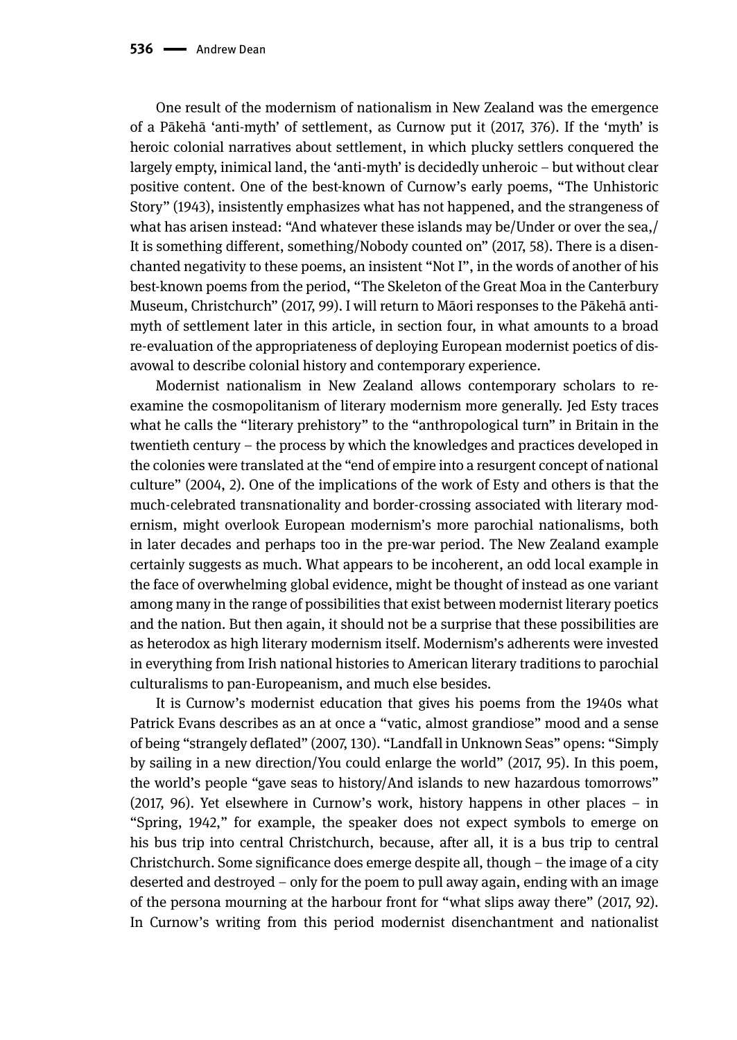One result of the modernism of nationalism in New Zealand was the emergence of a Pākehā 'anti-myth' of settlement, as Curnow put it (2017, 376). If the 'myth' is heroic colonial narratives about settlement, in which plucky settlers conquered the largely empty, inimical land, the 'anti-myth' is decidedly unheroic – but without clear positive content. One of the best-known of Curnow's early poems, "The Unhistoric Story" (1943), insistently emphasizes what has not happened, and the strangeness of what has arisen instead: "And whatever these islands may be/Under or over the sea,/ It is something different, something/Nobody counted on" (2017, 58). There is a disenchanted negativity to these poems, an insistent "Not I", in the words of another of his best-known poems from the period, "The Skeleton of the Great Moa in the Canterbury Museum, Christchurch" (2017, 99). I will return to Māori responses to the Pākehā anti-myth of settlement later in this article, in section four, in what amounts to a broad re-evaluation of the appropriateness of deploying European modernist poetics of disavowal to describe colonial history and contemporary experience.

Modernist nationalism in New Zealand allows contemporary scholars to re-examine the cosmopolitanism of literary modernism more generally. Jed Esty traces what he calls the "literary prehistory" to the "anthropological turn" in Britain in the twentieth century – the process by which the knowledges and practices developed in the colonies were translated at the "end of empire into a resurgent concept of national culture" (2004, 2). One of the implications of the work of Esty and others is that the much-celebrated transnationality and border-crossing associated with literary modernism, might overlook European modernism's more parochial nationalisms, both in later decades and perhaps too in the pre-war period. The New Zealand example certainly suggests as much. What appears to be incoherent, an odd local example in the face of overwhelming global evidence, might be thought of instead as one variant among many in the range of possibilities that exist between modernist literary poetics and the nation. But then again, it should not be a surprise that these possibilities are as heterodox as high literary modernism itself. Modernism's adherents were invested in everything from Irish national histories to American literary traditions to parochial culturalisms to pan-Europeanism, and much else besides.

It is Curnow's modernist education that gives his poems from the 1940s what Patrick Evans describes as an at once a "vatic, almost grandiose" mood and a sense of being "strangely deflated" (2007, 130). "Landfall in Unknown Seas" opens: "Simply by sailing in a new direction/You could enlarge the world" (2017, 95). In this poem, the world's people "gave seas to history/And islands to new hazardous tomorrows" (2017, 96). Yet elsewhere in Curnow's work, history happens in other places – in "Spring, 1942," for example, the speaker does not expect symbols to emerge on his bus trip into central Christchurch, because, after all, it is a bus trip to central Christchurch. Some significance does emerge despite all, though – the image of a city deserted and destroyed – only for the poem to pull away again, ending with an image of the persona mourning at the harbour front for "what slips away there" (2017, 92). In Curnow's writing from this period modernist disenchantment and nationalist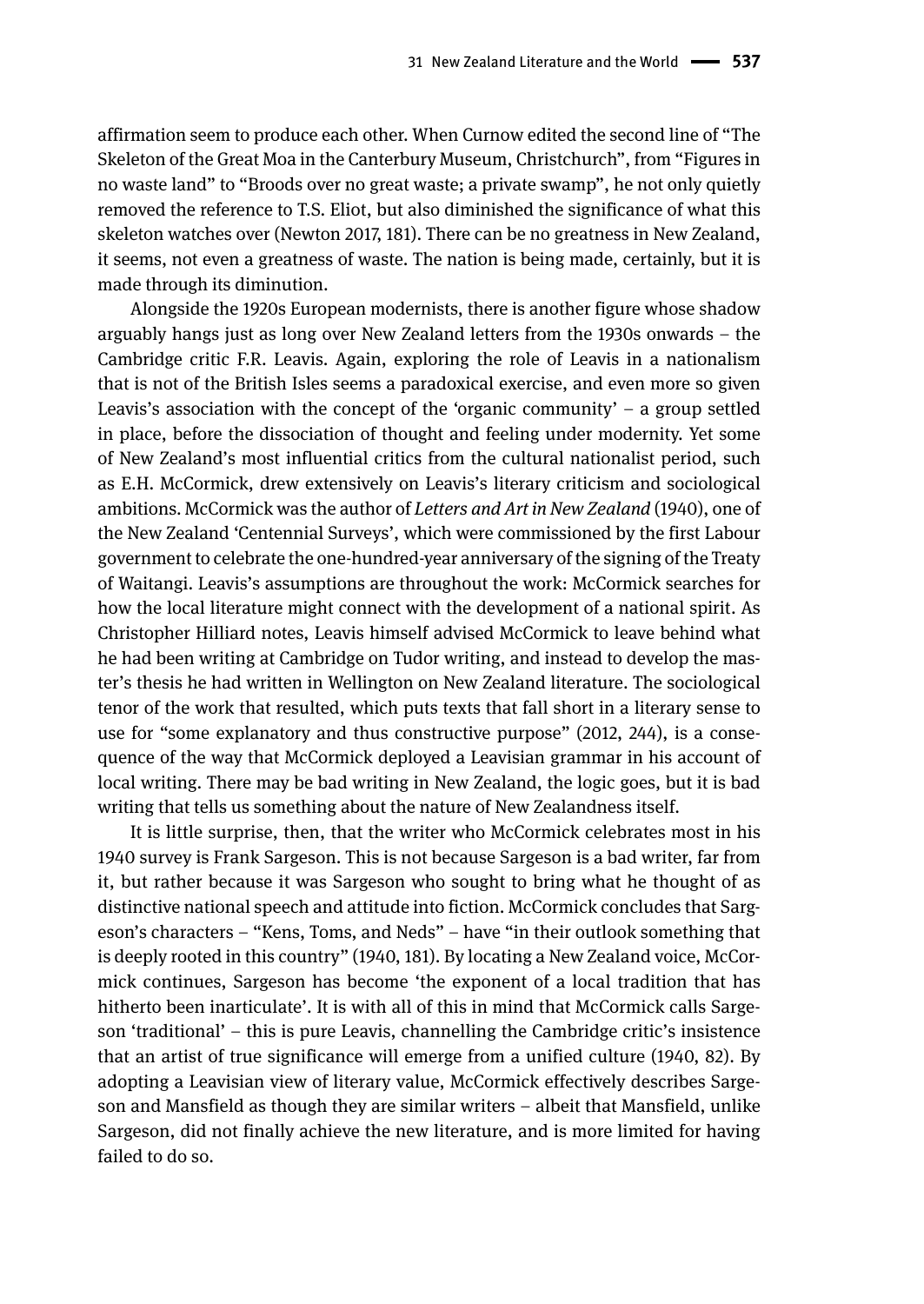affirmation seem to produce each other. When Curnow edited the second line of "The Skeleton of the Great Moa in the Canterbury Museum, Christchurch", from "Figures in no waste land" to "Broods over no great waste; a private swamp", he not only quietly removed the reference to T.S. Eliot, but also diminished the significance of what this skeleton watches over (Newton 2017, 181). There can be no greatness in New Zealand, it seems, not even a greatness of waste. The nation is being made, certainly, but it is made through its diminution.

Alongside the 1920s European modernists, there is another figure whose shadow arguably hangs just as long over New Zealand letters from the 1930s onwards – the Cambridge critic F.R. Leavis. Again, exploring the role of Leavis in a nationalism that is not of the British Isles seems a paradoxical exercise, and even more so given Leavis's association with the concept of the 'organic community' – a group settled in place, before the dissociation of thought and feeling under modernity. Yet some of New Zealand's most influential critics from the cultural nationalist period, such as E.H. McCormick, drew extensively on Leavis's literary criticism and sociological ambitions. McCormick was the author of *Letters and Art in New Zealand* (1940), one of the New Zealand 'Centennial Surveys', which were commissioned by the first Labour government to celebrate the one-hundred-year anniversary of the signing of the Treaty of Waitangi. Leavis's assumptions are throughout the work: McCormick searches for how the local literature might connect with the development of a national spirit. As Christopher Hilliard notes, Leavis himself advised McCormick to leave behind what he had been writing at Cambridge on Tudor writing, and instead to develop the master's thesis he had written in Wellington on New Zealand literature. The sociological tenor of the work that resulted, which puts texts that fall short in a literary sense to use for "some explanatory and thus constructive purpose" (2012, 244), is a consequence of the way that McCormick deployed a Leavisian grammar in his account of local writing. There may be bad writing in New Zealand, the logic goes, but it is bad writing that tells us something about the nature of New Zealandness itself.

It is little surprise, then, that the writer who McCormick celebrates most in his 1940 survey is Frank Sargeson. This is not because Sargeson is a bad writer, far from it, but rather because it was Sargeson who sought to bring what he thought of as distinctive national speech and attitude into fiction. McCormick concludes that Sargeson's characters – "Kens, Toms, and Neds" – have "in their outlook something that is deeply rooted in this country" (1940, 181). By locating a New Zealand voice, McCormick continues, Sargeson has become 'the exponent of a local tradition that has hitherto been inarticulate'. It is with all of this in mind that McCormick calls Sargeson 'traditional' – this is pure Leavis, channelling the Cambridge critic's insistence that an artist of true significance will emerge from a unified culture (1940, 82). By adopting a Leavisian view of literary value, McCormick effectively describes Sargeson and Mansfield as though they are similar writers – albeit that Mansfield, unlike Sargeson, did not finally achieve the new literature, and is more limited for having failed to do so.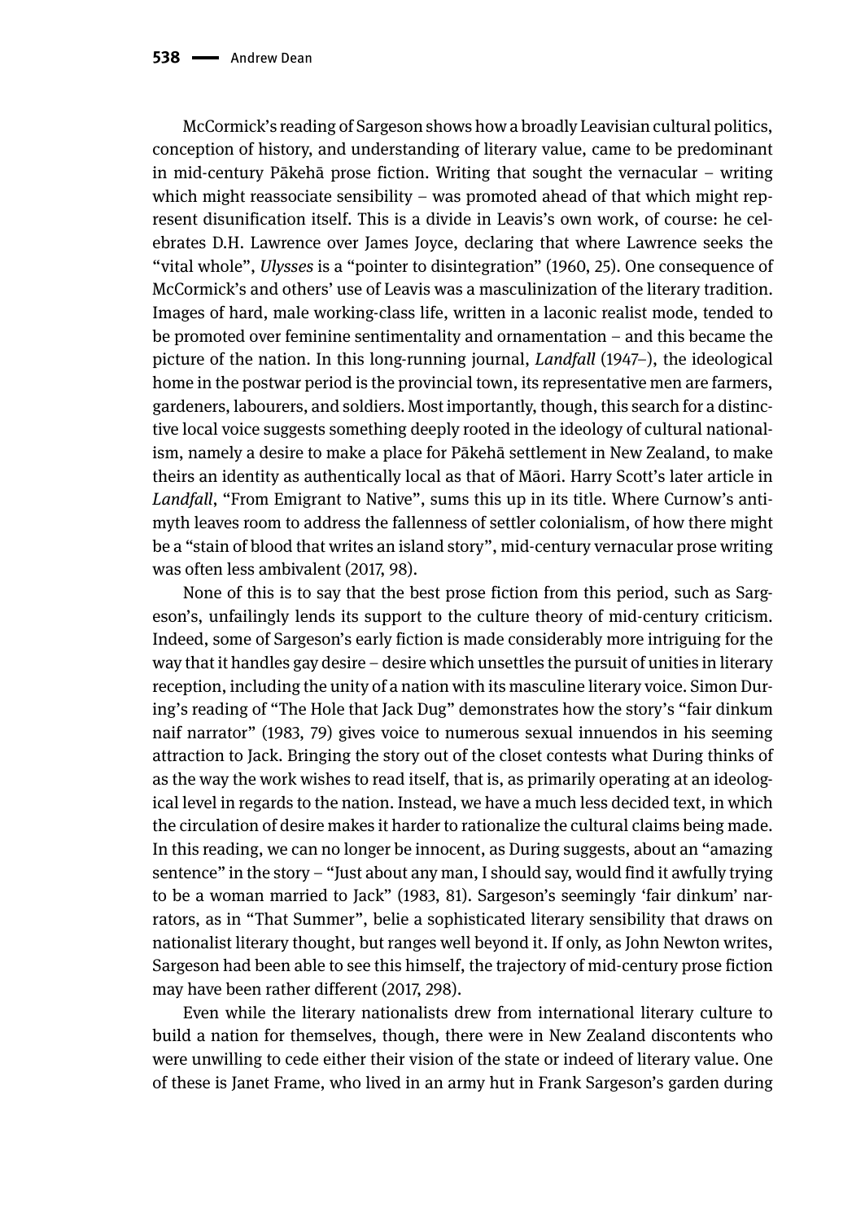McCormick's reading of Sargeson shows how a broadly Leavisian cultural politics, conception of history, and understanding of literary value, came to be predominant in mid-century Pākehā prose fiction. Writing that sought the vernacular – writing which might reassociate sensibility – was promoted ahead of that which might represent disunification itself. This is a divide in Leavis's own work, of course: he celebrates D.H. Lawrence over James Joyce, declaring that where Lawrence seeks the "vital whole", *Ulysses* is a "pointer to disintegration" (1960, 25). One consequence of McCormick's and others' use of Leavis was a masculinization of the literary tradition. Images of hard, male working-class life, written in a laconic realist mode, tended to be promoted over feminine sentimentality and ornamentation – and this became the picture of the nation. In this long-running journal, *Landfall* (1947–), the ideological home in the postwar period is the provincial town, its representative men are farmers, gardeners, labourers, and soldiers. Most importantly, though, this search for a distinctive local voice suggests something deeply rooted in the ideology of cultural nationalism, namely a desire to make a place for Pākehā settlement in New Zealand, to make theirs an identity as authentically local as that of Māori. Harry Scott's later article in *Landfall*, "From Emigrant to Native", sums this up in its title. Where Curnow's anti-myth leaves room to address the fallenness of settler colonialism, of how there might be a "stain of blood that writes an island story", mid-century vernacular prose writing was often less ambivalent (2017, 98).

None of this is to say that the best prose fiction from this period, such as Sargeson's, unfailingly lends its support to the culture theory of mid-century criticism. Indeed, some of Sargeson's early fiction is made considerably more intriguing for the way that it handles gay desire – desire which unsettles the pursuit of unities in literary reception, including the unity of a nation with its masculine literary voice. Simon During's reading of "The Hole that Jack Dug" demonstrates how the story's "fair dinkum naif narrator" (1983, 79) gives voice to numerous sexual innuendos in his seeming attraction to Jack. Bringing the story out of the closet contests what During thinks of as the way the work wishes to read itself, that is, as primarily operating at an ideological level in regards to the nation. Instead, we have a much less decided text, in which the circulation of desire makes it harder to rationalize the cultural claims being made. In this reading, we can no longer be innocent, as During suggests, about an "amazing sentence" in the story – "Just about any man, I should say, would find it awfully trying to be a woman married to Jack" (1983, 81). Sargeson's seemingly 'fair dinkum' narrators, as in "That Summer", belie a sophisticated literary sensibility that draws on nationalist literary thought, but ranges well beyond it. If only, as John Newton writes, Sargeson had been able to see this himself, the trajectory of mid-century prose fiction may have been rather different (2017, 298).

Even while the literary nationalists drew from international literary culture to build a nation for themselves, though, there were in New Zealand discontents who were unwilling to cede either their vision of the state or indeed of literary value. One of these is Janet Frame, who lived in an army hut in Frank Sargeson's garden during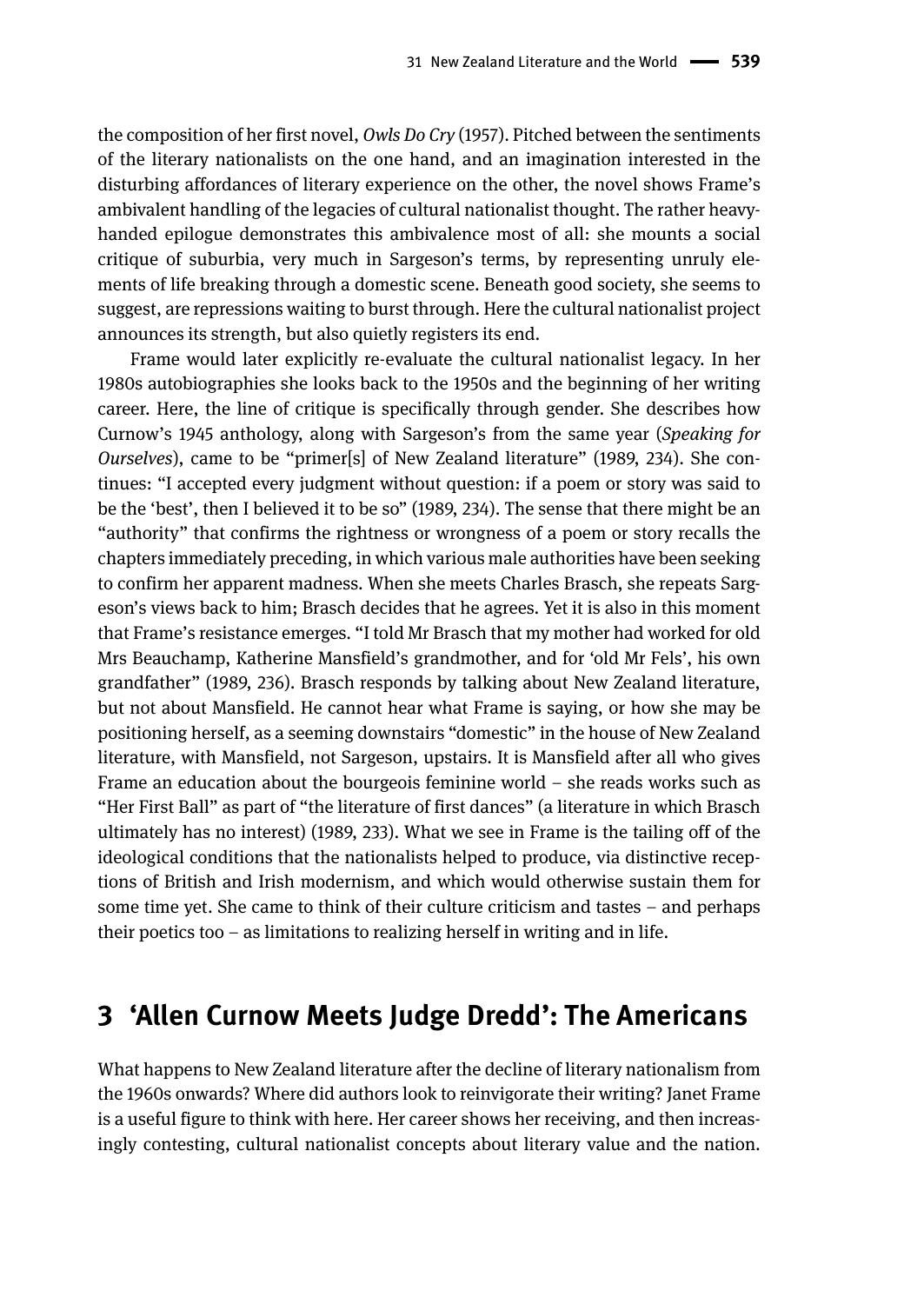the composition of her first novel, *Owls Do Cry* (1957). Pitched between the sentiments of the literary nationalists on the one hand, and an imagination interested in the disturbing affordances of literary experience on the other, the novel shows Frame's ambivalent handling of the legacies of cultural nationalist thought. The rather heavy-handed epilogue demonstrates this ambivalence most of all: she mounts a social critique of suburbia, very much in Sargeson's terms, by representing unruly elements of life breaking through a domestic scene. Beneath good society, she seems to suggest, are repressions waiting to burst through. Here the cultural nationalist project announces its strength, but also quietly registers its end.

Frame would later explicitly re-evaluate the cultural nationalist legacy. In her 1980s autobiographies she looks back to the 1950s and the beginning of her writing career. Here, the line of critique is specifically through gender. She describes how Curnow's 1945 anthology, along with Sargeson's from the same year (*Speaking for Ourselves*), came to be "primer[s] of New Zealand literature" (1989, 234). She continues: "I accepted every judgment without question: if a poem or story was said to be the 'best', then I believed it to be so" (1989, 234). The sense that there might be an "authority" that confirms the rightness or wrongness of a poem or story recalls the chapters immediately preceding, in which various male authorities have been seeking to confirm her apparent madness. When she meets Charles Brasch, she repeats Sargeson's views back to him; Brasch decides that he agrees. Yet it is also in this moment that Frame's resistance emerges. "I told Mr Brasch that my mother had worked for old Mrs Beauchamp, Katherine Mansfield's grandmother, and for 'old Mr Fels', his own grandfather" (1989, 236). Brasch responds by talking about New Zealand literature, but not about Mansfield. He cannot hear what Frame is saying, or how she may be positioning herself, as a seeming downstairs "domestic" in the house of New Zealand literature, with Mansfield, not Sargeson, upstairs. It is Mansfield after all who gives Frame an education about the bourgeois feminine world – she reads works such as "Her First Ball" as part of "the literature of first dances" (a literature in which Brasch ultimately has no interest) (1989, 233). What we see in Frame is the tailing off of the ideological conditions that the nationalists helped to produce, via distinctive receptions of British and Irish modernism, and which would otherwise sustain them for some time yet. She came to think of their culture criticism and tastes – and perhaps their poetics too – as limitations to realizing herself in writing and in life.

## 3 'Allen Curnow Meets Judge Dredd': The Americans

What happens to New Zealand literature after the decline of literary nationalism from the 1960s onwards? Where did authors look to reinvigorate their writing? Janet Frame is a useful figure to think with here. Her career shows her receiving, and then increasingly contesting, cultural nationalist concepts about literary value and the nation.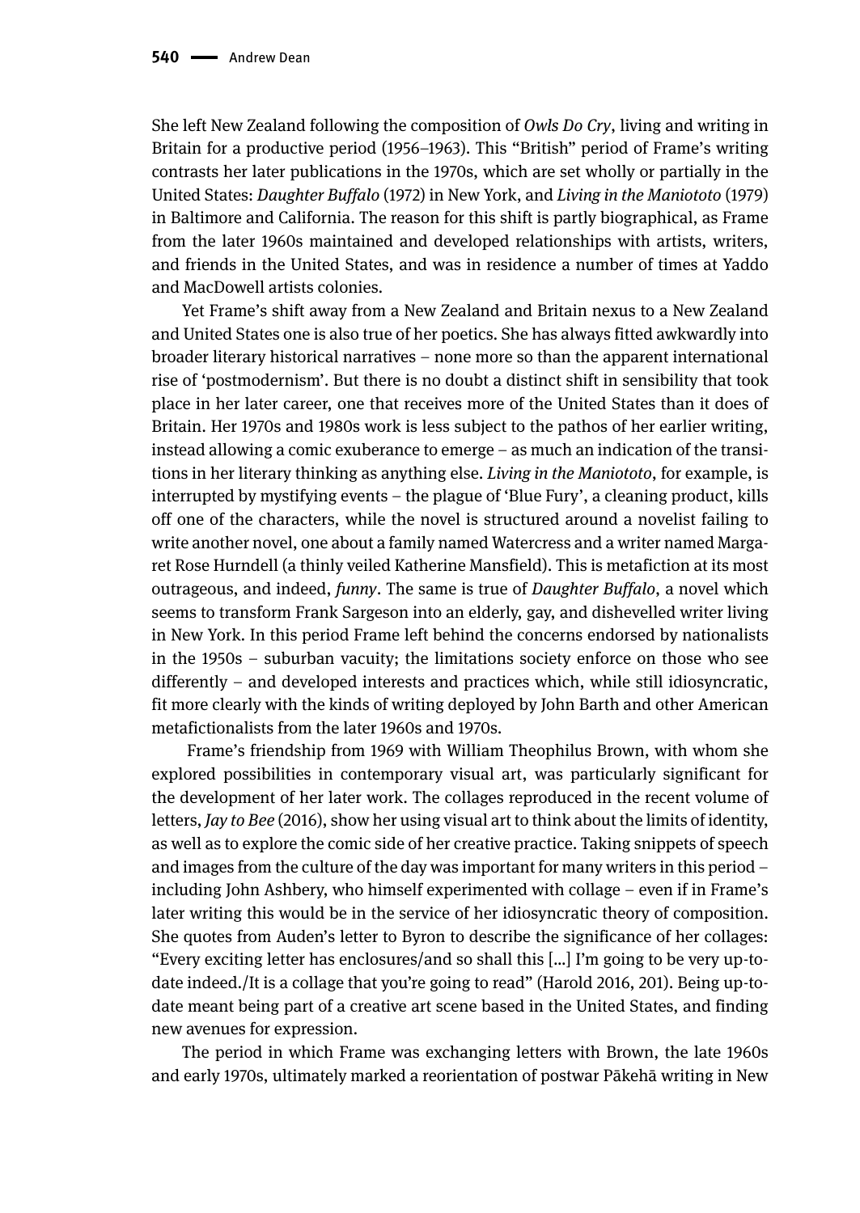She left New Zealand following the composition of *Owls Do Cry*, living and writing in Britain for a productive period (1956–1963). This "British" period of Frame's writing contrasts her later publications in the 1970s, which are set wholly or partially in the United States: *Daughter Buffalo* (1972) in New York, and *Living in the Maniototo* (1979) in Baltimore and California. The reason for this shift is partly biographical, as Frame from the later 1960s maintained and developed relationships with artists, writers, and friends in the United States, and was in residence a number of times at Yaddo and MacDowell artists colonies.

Yet Frame's shift away from a New Zealand and Britain nexus to a New Zealand and United States one is also true of her poetics. She has always fitted awkwardly into broader literary historical narratives – none more so than the apparent international rise of 'postmodernism'. But there is no doubt a distinct shift in sensibility that took place in her later career, one that receives more of the United States than it does of Britain. Her 1970s and 1980s work is less subject to the pathos of her earlier writing, instead allowing a comic exuberance to emerge – as much an indication of the transitions in her literary thinking as anything else. *Living in the Maniototo*, for example, is interrupted by mystifying events – the plague of 'Blue Fury', a cleaning product, kills off one of the characters, while the novel is structured around a novelist failing to write another novel, one about a family named Watercress and a writer named Margaret Rose Hurndell (a thinly veiled Katherine Mansfield). This is metafiction at its most outrageous, and indeed, *funny*. The same is true of *Daughter Buffalo*, a novel which seems to transform Frank Sargeson into an elderly, gay, and dishevelled writer living in New York. In this period Frame left behind the concerns endorsed by nationalists in the 1950s – suburban vacuity; the limitations society enforce on those who see differently – and developed interests and practices which, while still idiosyncratic, fit more clearly with the kinds of writing deployed by John Barth and other American metafictionalists from the later 1960s and 1970s.

Frame's friendship from 1969 with William Theophilus Brown, with whom she explored possibilities in contemporary visual art, was particularly significant for the development of her later work. The collages reproduced in the recent volume of letters, *Jay to Bee* (2016), show her using visual art to think about the limits of identity, as well as to explore the comic side of her creative practice. Taking snippets of speech and images from the culture of the day was important for many writers in this period – including John Ashbery, who himself experimented with collage – even if in Frame's later writing this would be in the service of her idiosyncratic theory of composition. She quotes from Auden's letter to Byron to describe the significance of her collages: "Every exciting letter has enclosures/and so shall this [...] I'm going to be very up-to-date indeed./It is a collage that you're going to read" (Harold 2016, 201). Being up-to-date meant being part of a creative art scene based in the United States, and finding new avenues for expression.

The period in which Frame was exchanging letters with Brown, the late 1960s and early 1970s, ultimately marked a reorientation of postwar Pākehā writing in New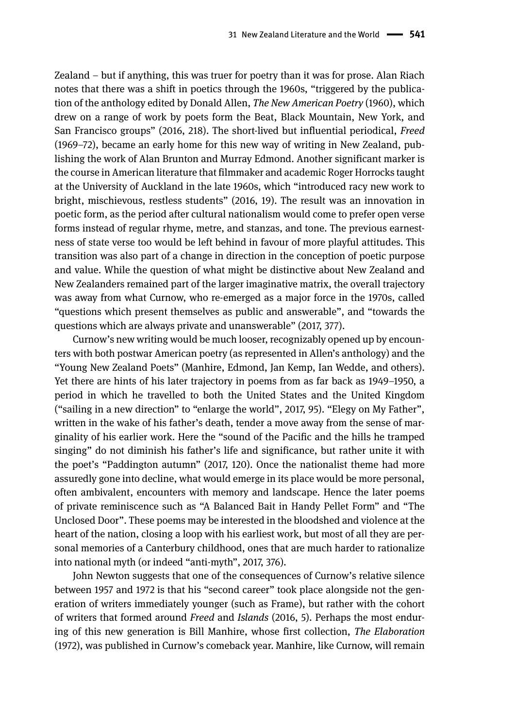Zealand – but if anything, this was truer for poetry than it was for prose. Alan Riach notes that there was a shift in poetics through the 1960s, "triggered by the publication of the anthology edited by Donald Allen, *The New American Poetry* (1960), which drew on a range of work by poets form the Beat, Black Mountain, New York, and San Francisco groups" (2016, 218). The short-lived but influential periodical, *Freed* (1969–72), became an early home for this new way of writing in New Zealand, publishing the work of Alan Brunton and Murray Edmond. Another significant marker is the course in American literature that filmmaker and academic Roger Horrocks taught at the University of Auckland in the late 1960s, which "introduced racy new work to bright, mischievous, restless students" (2016, 19). The result was an innovation in poetic form, as the period after cultural nationalism would come to prefer open verse forms instead of regular rhyme, metre, and stanzas, and tone. The previous earnestness of state verse too would be left behind in favour of more playful attitudes. This transition was also part of a change in direction in the conception of poetic purpose and value. While the question of what might be distinctive about New Zealand and New Zealanders remained part of the larger imaginative matrix, the overall trajectory was away from what Curnow, who re-emerged as a major force in the 1970s, called "questions which present themselves as public and answerable", and "towards the questions which are always private and unanswerable" (2017, 377).

Curnow's new writing would be much looser, recognizably opened up by encounters with both postwar American poetry (as represented in Allen's anthology) and the "Young New Zealand Poets" (Manhire, Edmond, Jan Kemp, Ian Wedde, and others). Yet there are hints of his later trajectory in poems from as far back as 1949–1950, a period in which he travelled to both the United States and the United Kingdom ("sailing in a new direction" to "enlarge the world", 2017, 95). "Elegy on My Father", written in the wake of his father's death, tender a move away from the sense of marginality of his earlier work. Here the "sound of the Pacific and the hills he tramped singing" do not diminish his father's life and significance, but rather unite it with the poet's "Paddington autumn" (2017, 120). Once the nationalist theme had more assuredly gone into decline, what would emerge in its place would be more personal, often ambivalent, encounters with memory and landscape. Hence the later poems of private reminiscence such as "A Balanced Bait in Handy Pellet Form" and "The Unclosed Door". These poems may be interested in the bloodshed and violence at the heart of the nation, closing a loop with his earliest work, but most of all they are personal memories of a Canterbury childhood, ones that are much harder to rationalize into national myth (or indeed "anti-myth", 2017, 376).

John Newton suggests that one of the consequences of Curnow's relative silence between 1957 and 1972 is that his "second career" took place alongside not the generation of writers immediately younger (such as Frame), but rather with the cohort of writers that formed around *Freed* and *Islands* (2016, 5). Perhaps the most enduring of this new generation is Bill Manhire, whose first collection, *The Elaboration* (1972), was published in Curnow's comeback year. Manhire, like Curnow, will remain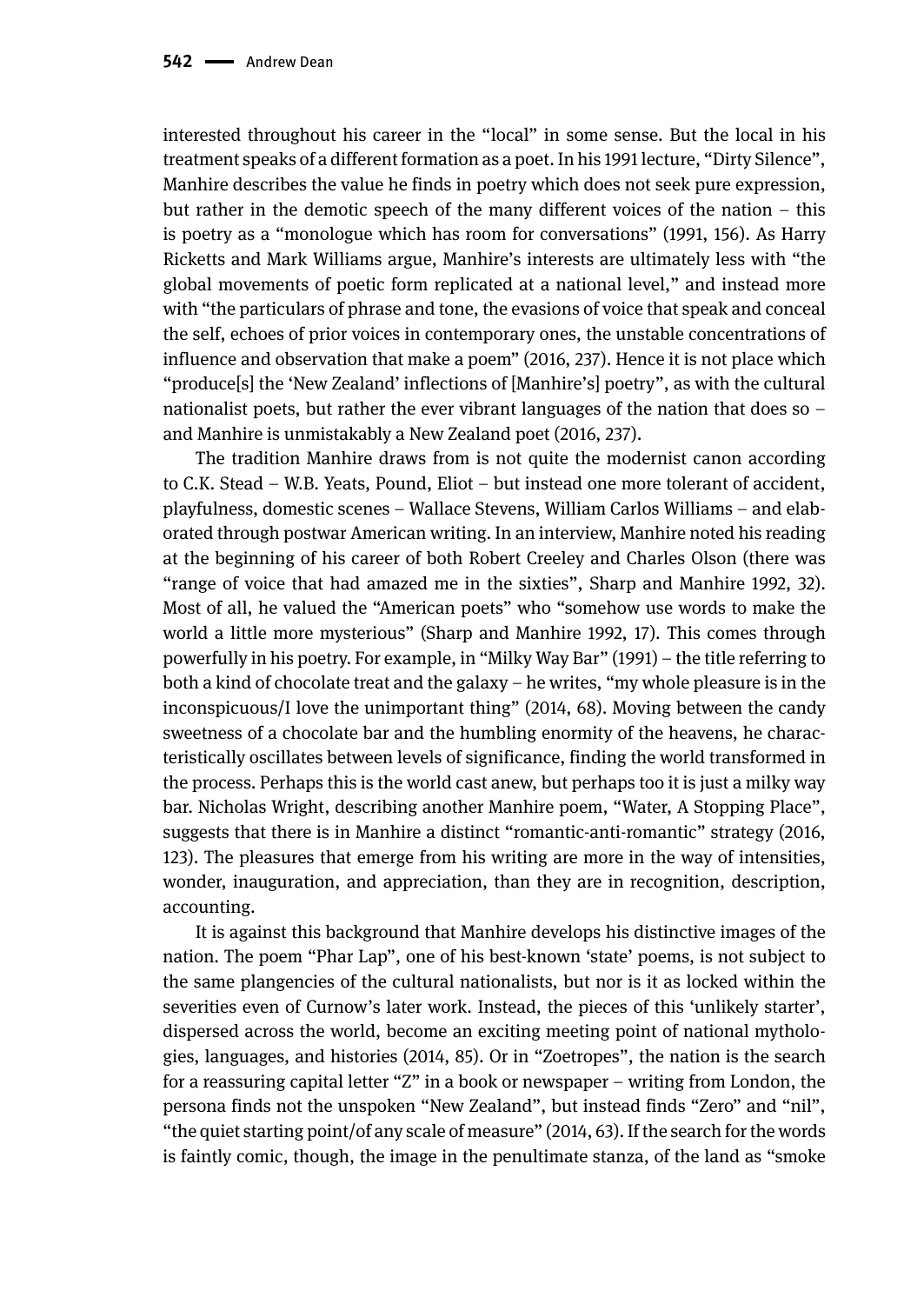interested throughout his career in the "local" in some sense. But the local in his treatment speaks of a different formation as a poet. In his 1991 lecture, "Dirty Silence", Manhire describes the value he finds in poetry which does not seek pure expression, but rather in the demotic speech of the many different voices of the nation – this is poetry as a "monologue which has room for conversations" (1991, 156). As Harry Ricketts and Mark Williams argue, Manhire's interests are ultimately less with "the global movements of poetic form replicated at a national level," and instead more with "the particulars of phrase and tone, the evasions of voice that speak and conceal the self, echoes of prior voices in contemporary ones, the unstable concentrations of influence and observation that make a poem" (2016, 237). Hence it is not place which "produce[s] the 'New Zealand' inflections of [Manhire's] poetry", as with the cultural nationalist poets, but rather the ever vibrant languages of the nation that does so – and Manhire is unmistakably a New Zealand poet (2016, 237).

The tradition Manhire draws from is not quite the modernist canon according to C.K. Stead – W.B. Yeats, Pound, Eliot – but instead one more tolerant of accident, playfulness, domestic scenes – Wallace Stevens, William Carlos Williams – and elaborated through postwar American writing. In an interview, Manhire noted his reading at the beginning of his career of both Robert Creeley and Charles Olson (there was "range of voice that had amazed me in the sixties", Sharp and Manhire 1992, 32). Most of all, he valued the "American poets" who "somehow use words to make the world a little more mysterious" (Sharp and Manhire 1992, 17). This comes through powerfully in his poetry. For example, in "Milky Way Bar" (1991) – the title referring to both a kind of chocolate treat and the galaxy – he writes, "my whole pleasure is in the inconspicuous/I love the unimportant thing" (2014, 68). Moving between the candy sweetness of a chocolate bar and the humbling enormity of the heavens, he characteristically oscillates between levels of significance, finding the world transformed in the process. Perhaps this is the world cast anew, but perhaps too it is just a milky way bar. Nicholas Wright, describing another Manhire poem, "Water, A Stopping Place", suggests that there is in Manhire a distinct "romantic-anti-romantic" strategy (2016, 123). The pleasures that emerge from his writing are more in the way of intensities, wonder, inauguration, and appreciation, than they are in recognition, description, accounting.

It is against this background that Manhire develops his distinctive images of the nation. The poem "Phar Lap", one of his best-known 'state' poems, is not subject to the same plangencies of the cultural nationalists, but nor is it as locked within the severities even of Curnow's later work. Instead, the pieces of this 'unlikely starter', dispersed across the world, become an exciting meeting point of national mythologies, languages, and histories (2014, 85). Or in "Zoetropes", the nation is the search for a reassuring capital letter "Z" in a book or newspaper – writing from London, the persona finds not the unspoken "New Zealand", but instead finds "Zero" and "nil", "the quiet starting point/of any scale of measure" (2014, 63). If the search for the words is faintly comic, though, the image in the penultimate stanza, of the land as "smoke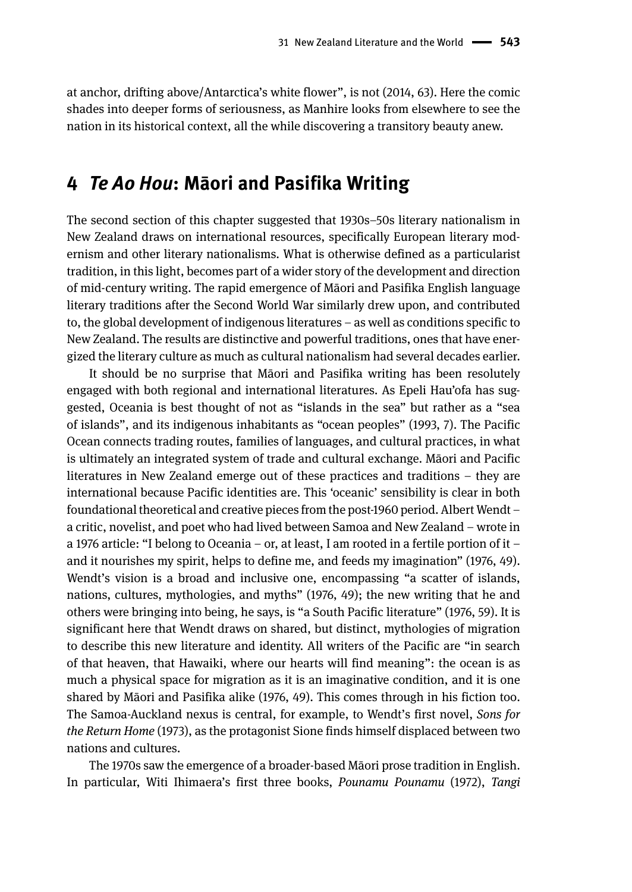at anchor, drifting above/Antarctica's white flower", is not (2014, 63). Here the comic shades into deeper forms of seriousness, as Manhire looks from elsewhere to see the nation in its historical context, all the while discovering a transitory beauty anew.

## 4 *Te Ao Hou*: Māori and Pasifika Writing

The second section of this chapter suggested that 1930s–50s literary nationalism in New Zealand draws on international resources, specifically European literary modernism and other literary nationalisms. What is otherwise defined as a particularist tradition, in this light, becomes part of a wider story of the development and direction of mid-century writing. The rapid emergence of Māori and Pasifika English language literary traditions after the Second World War similarly drew upon, and contributed to, the global development of indigenous literatures – as well as conditions specific to New Zealand. The results are distinctive and powerful traditions, ones that have energized the literary culture as much as cultural nationalism had several decades earlier.

It should be no surprise that Māori and Pasifika writing has been resolutely engaged with both regional and international literatures. As Epeli Hau'ofa has suggested, Oceania is best thought of not as "islands in the sea" but rather as a "sea of islands", and its indigenous inhabitants as "ocean peoples" (1993, 7). The Pacific Ocean connects trading routes, families of languages, and cultural practices, in what is ultimately an integrated system of trade and cultural exchange. Māori and Pacific literatures in New Zealand emerge out of these practices and traditions – they are international because Pacific identities are. This 'oceanic' sensibility is clear in both foundational theoretical and creative pieces from the post-1960 period. Albert Wendt – a critic, novelist, and poet who had lived between Samoa and New Zealand – wrote in a 1976 article: "I belong to Oceania – or, at least, I am rooted in a fertile portion of it – and it nourishes my spirit, helps to define me, and feeds my imagination" (1976, 49). Wendt's vision is a broad and inclusive one, encompassing "a scatter of islands, nations, cultures, mythologies, and myths" (1976, 49); the new writing that he and others were bringing into being, he says, is "a South Pacific literature" (1976, 59). It is significant here that Wendt draws on shared, but distinct, mythologies of migration to describe this new literature and identity. All writers of the Pacific are "in search of that heaven, that Hawaiki, where our hearts will find meaning": the ocean is as much a physical space for migration as it is an imaginative condition, and it is one shared by Māori and Pasifika alike (1976, 49). This comes through in his fiction too. The Samoa-Auckland nexus is central, for example, to Wendt's first novel, *Sons for the Return Home* (1973), as the protagonist Sione finds himself displaced between two nations and cultures.

The 1970s saw the emergence of a broader-based Māori prose tradition in English. In particular, Witi Ihimaera's first three books, *Pounamu Pounamu* (1972), *Tangi*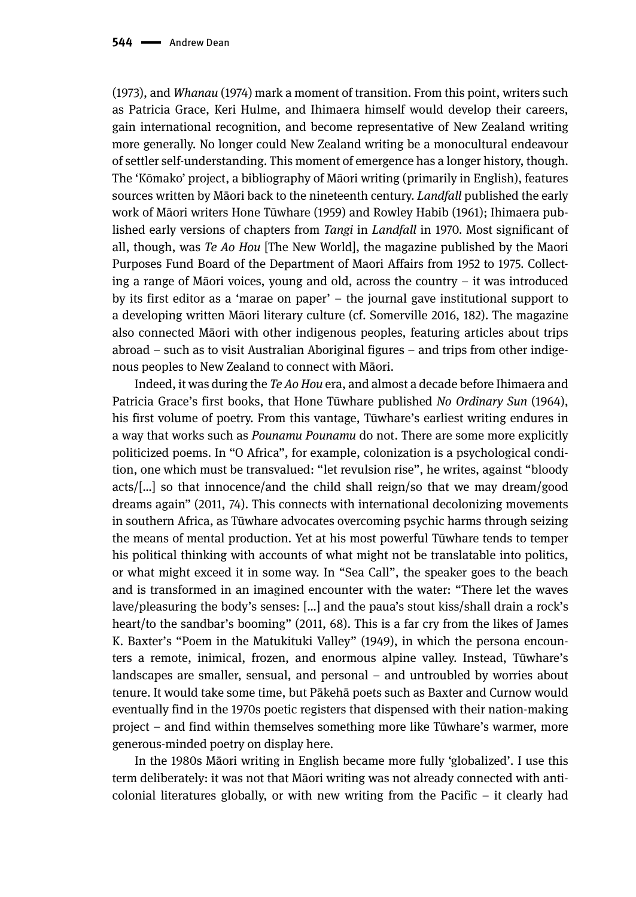(1973), and *Whanau* (1974) mark a moment of transition. From this point, writers such as Patricia Grace, Keri Hulme, and Ihimaera himself would develop their careers, gain international recognition, and become representative of New Zealand writing more generally. No longer could New Zealand writing be a monocultural endeavour of settler self-understanding. This moment of emergence has a longer history, though. The 'Kōmako' project, a bibliography of Māori writing (primarily in English), features sources written by Māori back to the nineteenth century. *Landfall* published the early work of Māori writers Hone Tūwhare (1959) and Rowley Habib (1961); Ihimaera published early versions of chapters from *Tangi* in *Landfall* in 1970. Most significant of all, though, was *Te Ao Hou* [The New World], the magazine published by the Maori Purposes Fund Board of the Department of Maori Affairs from 1952 to 1975. Collecting a range of Māori voices, young and old, across the country – it was introduced by its first editor as a 'marae on paper' – the journal gave institutional support to a developing written Māori literary culture (cf. Somerville 2016, 182). The magazine also connected Māori with other indigenous peoples, featuring articles about trips abroad – such as to visit Australian Aboriginal figures – and trips from other indigenous peoples to New Zealand to connect with Māori.

Indeed, it was during the *Te Ao Hou* era, and almost a decade before Ihimaera and Patricia Grace's first books, that Hone Tūwhare published *No Ordinary Sun* (1964), his first volume of poetry. From this vantage, Tūwhare's earliest writing endures in a way that works such as *Pounamu Pounamu* do not. There are some more explicitly politicized poems. In "O Africa", for example, colonization is a psychological condition, one which must be transvalued: "let revulsion rise", he writes, against "bloody acts/[...] so that innocence/and the child shall reign/so that we may dream/good dreams again" (2011, 74). This connects with international decolonizing movements in southern Africa, as Tūwhare advocates overcoming psychic harms through seizing the means of mental production. Yet at his most powerful Tūwhare tends to temper his political thinking with accounts of what might not be translatable into politics, or what might exceed it in some way. In "Sea Call", the speaker goes to the beach and is transformed in an imagined encounter with the water: "There let the waves lave/pleasuring the body's senses: [...] and the paua's stout kiss/shall drain a rock's heart/to the sandbar's booming" (2011, 68). This is a far cry from the likes of James K. Baxter's "Poem in the Matukituki Valley" (1949), in which the persona encounters a remote, inimical, frozen, and enormous alpine valley. Instead, Tūwhare's landscapes are smaller, sensual, and personal – and untroubled by worries about tenure. It would take some time, but Pākehā poets such as Baxter and Curnow would eventually find in the 1970s poetic registers that dispensed with their nation-making project – and find within themselves something more like Tūwhare's warmer, more generous-minded poetry on display here.

In the 1980s Māori writing in English became more fully 'globalized'. I use this term deliberately: it was not that Māori writing was not already connected with anticolonial literatures globally, or with new writing from the Pacific – it clearly had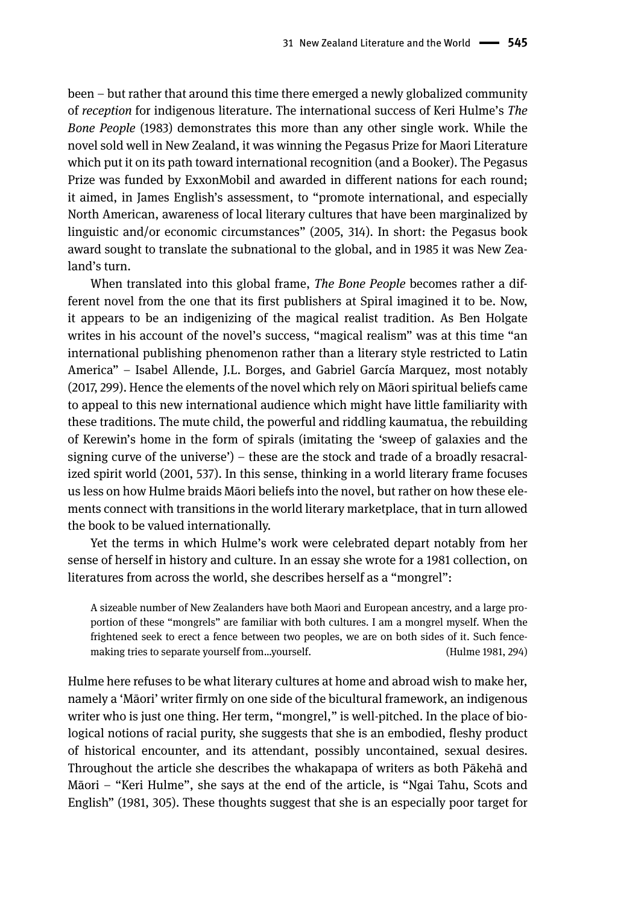been – but rather that around this time there emerged a newly globalized community of *reception* for indigenous literature. The international success of Keri Hulme's *The Bone People* (1983) demonstrates this more than any other single work. While the novel sold well in New Zealand, it was winning the Pegasus Prize for Maori Literature which put it on its path toward international recognition (and a Booker). The Pegasus Prize was funded by ExxonMobil and awarded in different nations for each round; it aimed, in James English's assessment, to "promote international, and especially North American, awareness of local literary cultures that have been marginalized by linguistic and/or economic circumstances" (2005, 314). In short: the Pegasus book award sought to translate the subnational to the global, and in 1985 it was New Zealand's turn.

When translated into this global frame, *The Bone People* becomes rather a different novel from the one that its first publishers at Spiral imagined it to be. Now, it appears to be an indigenizing of the magical realist tradition. As Ben Holgate writes in his account of the novel's success, "magical realism" was at this time "an international publishing phenomenon rather than a literary style restricted to Latin America" – Isabel Allende, J.L. Borges, and Gabriel García Marquez, most notably (2017, 299). Hence the elements of the novel which rely on Māori spiritual beliefs came to appeal to this new international audience which might have little familiarity with these traditions. The mute child, the powerful and riddling kaumatua, the rebuilding of Kerewin's home in the form of spirals (imitating the 'sweep of galaxies and the signing curve of the universe') – these are the stock and trade of a broadly resacralized spirit world (2001, 537). In this sense, thinking in a world literary frame focuses us less on how Hulme braids Māori beliefs into the novel, but rather on how these elements connect with transitions in the world literary marketplace, that in turn allowed the book to be valued internationally.

Yet the terms in which Hulme's work were celebrated depart notably from her sense of herself in history and culture. In an essay she wrote for a 1981 collection, on literatures from across the world, she describes herself as a "mongrel":

> A sizeable number of New Zealanders have both Maori and European ancestry, and a large proportion of these "mongrels" are familiar with both cultures. I am a mongrel myself. When the frightened seek to erect a fence between two peoples, we are on both sides of it. Such fence-making tries to separate yourself from…yourself. (Hulme 1981, 294)

Hulme here refuses to be what literary cultures at home and abroad wish to make her, namely a 'Māori' writer firmly on one side of the bicultural framework, an indigenous writer who is just one thing. Her term, "mongrel," is well-pitched. In the place of biological notions of racial purity, she suggests that she is an embodied, fleshy product of historical encounter, and its attendant, possibly uncontained, sexual desires. Throughout the article she describes the whakapapa of writers as both Pākehā and Māori – "Keri Hulme", she says at the end of the article, is "Ngai Tahu, Scots and English" (1981, 305). These thoughts suggest that she is an especially poor target for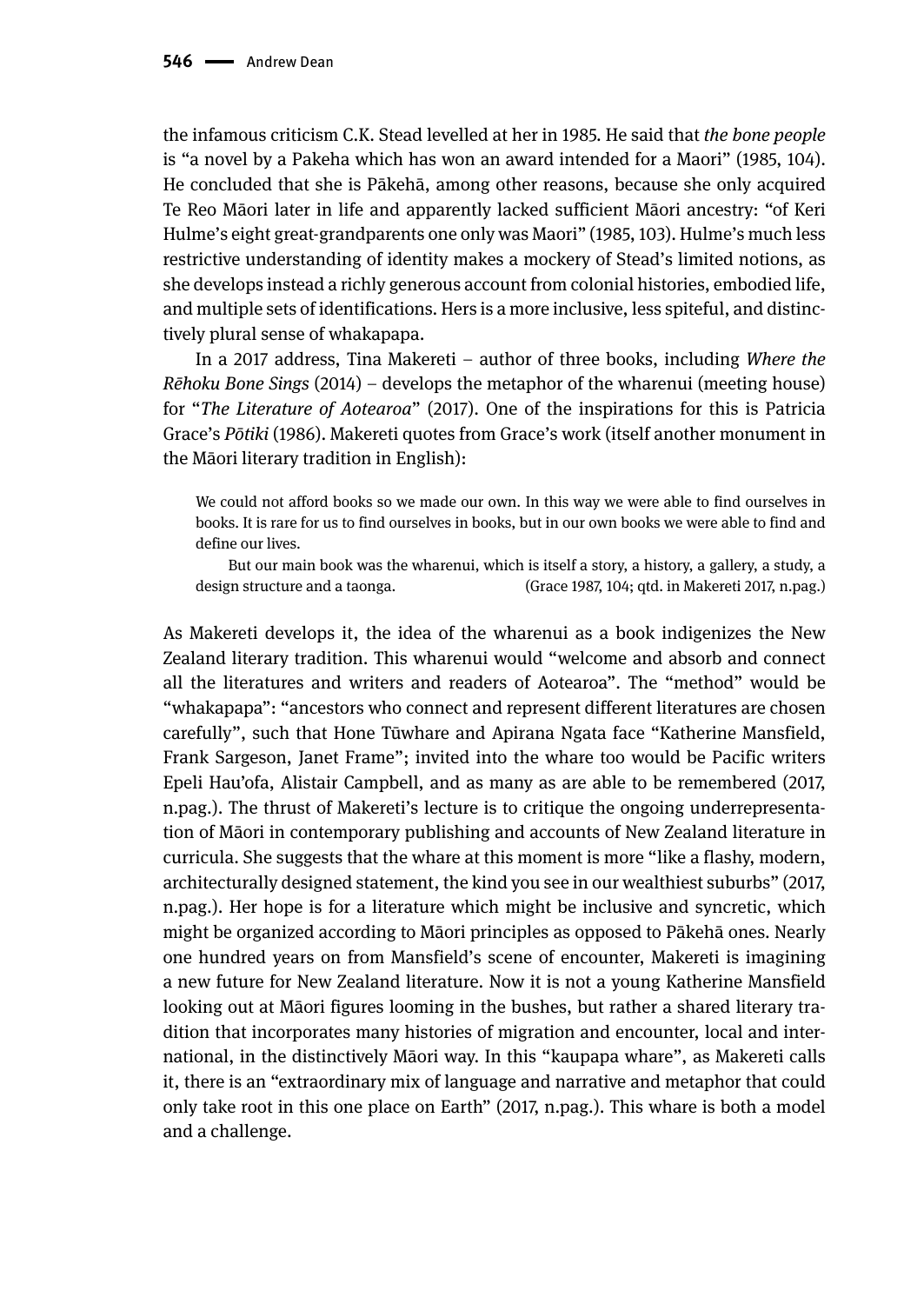the infamous criticism C.K. Stead levelled at her in 1985. He said that *the bone people* is "a novel by a Pakeha which has won an award intended for a Maori" (1985, 104). He concluded that she is Pākehā, among other reasons, because she only acquired Te Reo Māori later in life and apparently lacked sufficient Māori ancestry: "of Keri Hulme's eight great-grandparents one only was Maori" (1985, 103). Hulme's much less restrictive understanding of identity makes a mockery of Stead's limited notions, as she develops instead a richly generous account from colonial histories, embodied life, and multiple sets of identifications. Hers is a more inclusive, less spiteful, and distinctively plural sense of whakapapa.

In a 2017 address, Tina Makereti – author of three books, including *Where the Rēhoku Bone Sings* (2014) – develops the metaphor of the wharenui (meeting house) for "*The Literature of Aotearoa*" (2017). One of the inspirations for this is Patricia Grace's *Pōtiki* (1986). Makereti quotes from Grace's work (itself another monument in the Māori literary tradition in English):

> We could not afford books so we made our own. In this way we were able to find ourselves in books. It is rare for us to find ourselves in books, but in our own books we were able to find and define our lives.
>
> But our main book was the wharenui, which is itself a story, a history, a gallery, a study, a design structure and a taonga. (Grace 1987, 104; qtd. in Makereti 2017, n.pag.)

As Makereti develops it, the idea of the wharenui as a book indigenizes the New Zealand literary tradition. This wharenui would "welcome and absorb and connect all the literatures and writers and readers of Aotearoa". The "method" would be "whakapapa": "ancestors who connect and represent different literatures are chosen carefully", such that Hone Tūwhare and Apirana Ngata face "Katherine Mansfield, Frank Sargeson, Janet Frame"; invited into the whare too would be Pacific writers Epeli Hau'ofa, Alistair Campbell, and as many as are able to be remembered (2017, n.pag.). The thrust of Makereti's lecture is to critique the ongoing underrepresentation of Māori in contemporary publishing and accounts of New Zealand literature in curricula. She suggests that the whare at this moment is more "like a flashy, modern, architecturally designed statement, the kind you see in our wealthiest suburbs" (2017, n.pag.). Her hope is for a literature which might be inclusive and syncretic, which might be organized according to Māori principles as opposed to Pākehā ones. Nearly one hundred years on from Mansfield's scene of encounter, Makereti is imagining a new future for New Zealand literature. Now it is not a young Katherine Mansfield looking out at Māori figures looming in the bushes, but rather a shared literary tradition that incorporates many histories of migration and encounter, local and international, in the distinctively Māori way. In this "kaupapa whare", as Makereti calls it, there is an "extraordinary mix of language and narrative and metaphor that could only take root in this one place on Earth" (2017, n.pag.). This whare is both a model and a challenge.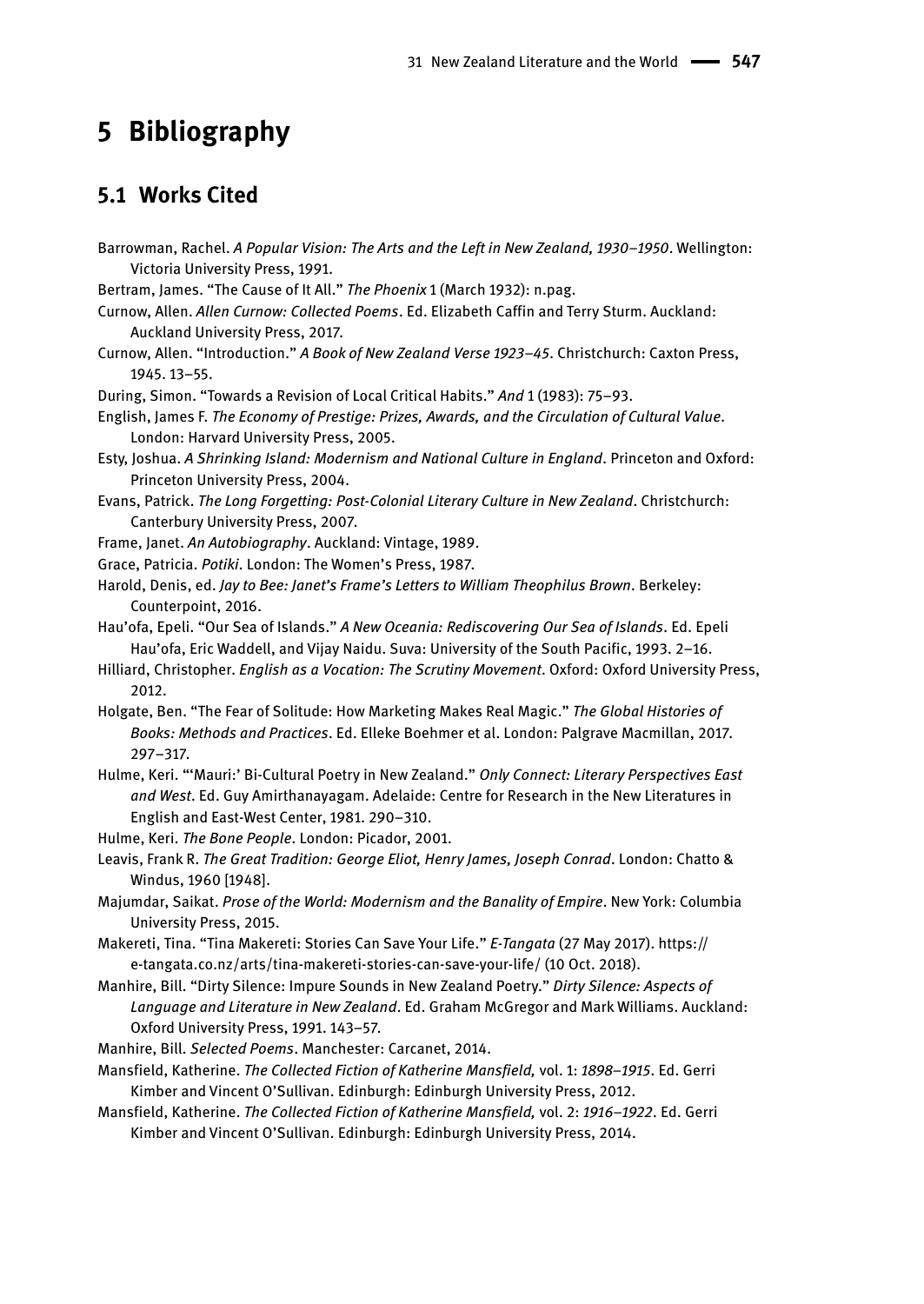# 5 Bibliography

## 5.1 Works Cited

Barrowman, Rachel. *A Popular Vision: The Arts and the Left in New Zealand, 1930–1950*. Wellington: Victoria University Press, 1991.

Bertram, James. "The Cause of It All." *The Phoenix* 1 (March 1932): n.pag.

Curnow, Allen. *Allen Curnow: Collected Poems*. Ed. Elizabeth Caffin and Terry Sturm. Auckland: Auckland University Press, 2017.

Curnow, Allen. "Introduction." *A Book of New Zealand Verse 1923–45*. Christchurch: Caxton Press, 1945. 13–55.

During, Simon. "Towards a Revision of Local Critical Habits." *And* 1 (1983): 75–93.

English, James F. *The Economy of Prestige: Prizes, Awards, and the Circulation of Cultural Value*. London: Harvard University Press, 2005.

Esty, Joshua. *A Shrinking Island: Modernism and National Culture in England*. Princeton and Oxford: Princeton University Press, 2004.

Evans, Patrick. *The Long Forgetting: Post-Colonial Literary Culture in New Zealand*. Christchurch: Canterbury University Press, 2007.

Frame, Janet. *An Autobiography*. Auckland: Vintage, 1989.

Grace, Patricia. *Potiki*. London: The Women's Press, 1987.

Harold, Denis, ed. *Jay to Bee: Janet's Frame's Letters to William Theophilus Brown*. Berkeley: Counterpoint, 2016.

Hau'ofa, Epeli. "Our Sea of Islands." *A New Oceania: Rediscovering Our Sea of Islands*. Ed. Epeli Hau'ofa, Eric Waddell, and Vijay Naidu. Suva: University of the South Pacific, 1993. 2–16.

Hilliard, Christopher. *English as a Vocation: The Scrutiny Movement*. Oxford: Oxford University Press, 2012.

Holgate, Ben. "The Fear of Solitude: How Marketing Makes Real Magic." *The Global Histories of Books: Methods and Practices*. Ed. Elleke Boehmer et al. London: Palgrave Macmillan, 2017. 297–317.

Hulme, Keri. "'Mauri:' Bi-Cultural Poetry in New Zealand." *Only Connect: Literary Perspectives East and West*. Ed. Guy Amirthanayagam. Adelaide: Centre for Research in the New Literatures in English and East-West Center, 1981. 290–310.

Hulme, Keri. *The Bone People*. London: Picador, 2001.

Leavis, Frank R. *The Great Tradition: George Eliot, Henry James, Joseph Conrad*. London: Chatto & Windus, 1960 [1948].

Majumdar, Saikat. *Prose of the World: Modernism and the Banality of Empire*. New York: Columbia University Press, 2015.

Makereti, Tina. "Tina Makereti: Stories Can Save Your Life." *E-Tangata* (27 May 2017). https://e-tangata.co.nz/arts/tina-makereti-stories-can-save-your-life/ (10 Oct. 2018).

Manhire, Bill. "Dirty Silence: Impure Sounds in New Zealand Poetry." *Dirty Silence: Aspects of Language and Literature in New Zealand*. Ed. Graham McGregor and Mark Williams. Auckland: Oxford University Press, 1991. 143–57.

Manhire, Bill. *Selected Poems*. Manchester: Carcanet, 2014.

Mansfield, Katherine. *The Collected Fiction of Katherine Mansfield,* vol. 1: *1898–1915*. Ed. Gerri Kimber and Vincent O'Sullivan. Edinburgh: Edinburgh University Press, 2012.

Mansfield, Katherine. *The Collected Fiction of Katherine Mansfield,* vol. 2: *1916–1922*. Ed. Gerri Kimber and Vincent O'Sullivan. Edinburgh: Edinburgh University Press, 2014.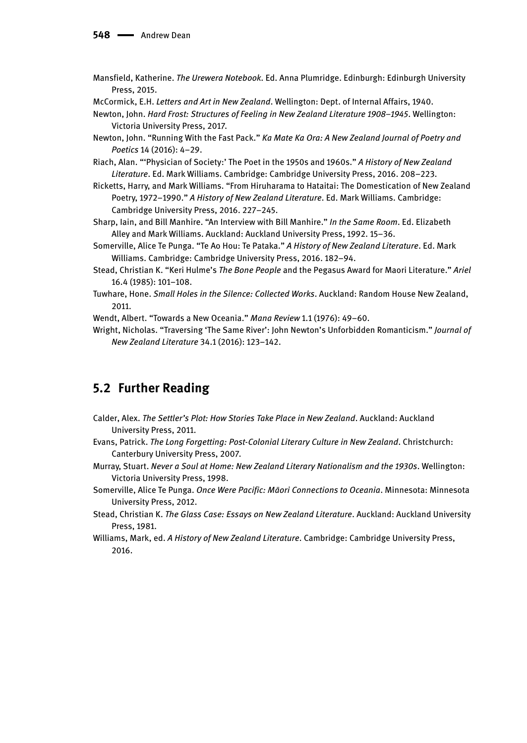Mansfield, Katherine. *The Urewera Notebook*. Ed. Anna Plumridge. Edinburgh: Edinburgh University Press, 2015.

McCormick, E.H. *Letters and Art in New Zealand*. Wellington: Dept. of Internal Affairs, 1940.

Newton, John. *Hard Frost: Structures of Feeling in New Zealand Literature 1908–1945*. Wellington: Victoria University Press, 2017.

Newton, John. "Running With the Fast Pack." *Ka Mate Ka Ora: A New Zealand Journal of Poetry and Poetics* 14 (2016): 4–29.

Riach, Alan. "'Physician of Society:' The Poet in the 1950s and 1960s." *A History of New Zealand Literature*. Ed. Mark Williams. Cambridge: Cambridge University Press, 2016. 208–223.

Ricketts, Harry, and Mark Williams. "From Hiruharama to Hataitai: The Domestication of New Zealand Poetry, 1972–1990." *A History of New Zealand Literature*. Ed. Mark Williams. Cambridge: Cambridge University Press, 2016. 227–245.

Sharp, Iain, and Bill Manhire. "An Interview with Bill Manhire." *In the Same Room*. Ed. Elizabeth Alley and Mark Williams. Auckland: Auckland University Press, 1992. 15–36.

Somerville, Alice Te Punga. "Te Ao Hou: Te Pataka." *A History of New Zealand Literature*. Ed. Mark Williams. Cambridge: Cambridge University Press, 2016. 182–94.

Stead, Christian K. "Keri Hulme's *The Bone People* and the Pegasus Award for Maori Literature." *Ariel* 16.4 (1985): 101–108.

Tuwhare, Hone. *Small Holes in the Silence: Collected Works*. Auckland: Random House New Zealand, 2011.

Wendt, Albert. "Towards a New Oceania." *Mana Review* 1.1 (1976): 49–60.

Wright, Nicholas. "Traversing 'The Same River': John Newton's Unforbidden Romanticism." *Journal of New Zealand Literature* 34.1 (2016): 123–142.

## 5.2 Further Reading

Calder, Alex. *The Settler's Plot: How Stories Take Place in New Zealand*. Auckland: Auckland University Press, 2011.

Evans, Patrick. *The Long Forgetting: Post-Colonial Literary Culture in New Zealand*. Christchurch: Canterbury University Press, 2007.

Murray, Stuart. *Never a Soul at Home: New Zealand Literary Nationalism and the 1930s*. Wellington: Victoria University Press, 1998.

Somerville, Alice Te Punga. *Once Were Pacific: Māori Connections to Oceania*. Minnesota: Minnesota University Press, 2012.

Stead, Christian K. *The Glass Case: Essays on New Zealand Literature*. Auckland: Auckland University Press, 1981.

Williams, Mark, ed. *A History of New Zealand Literature*. Cambridge: Cambridge University Press, 2016.